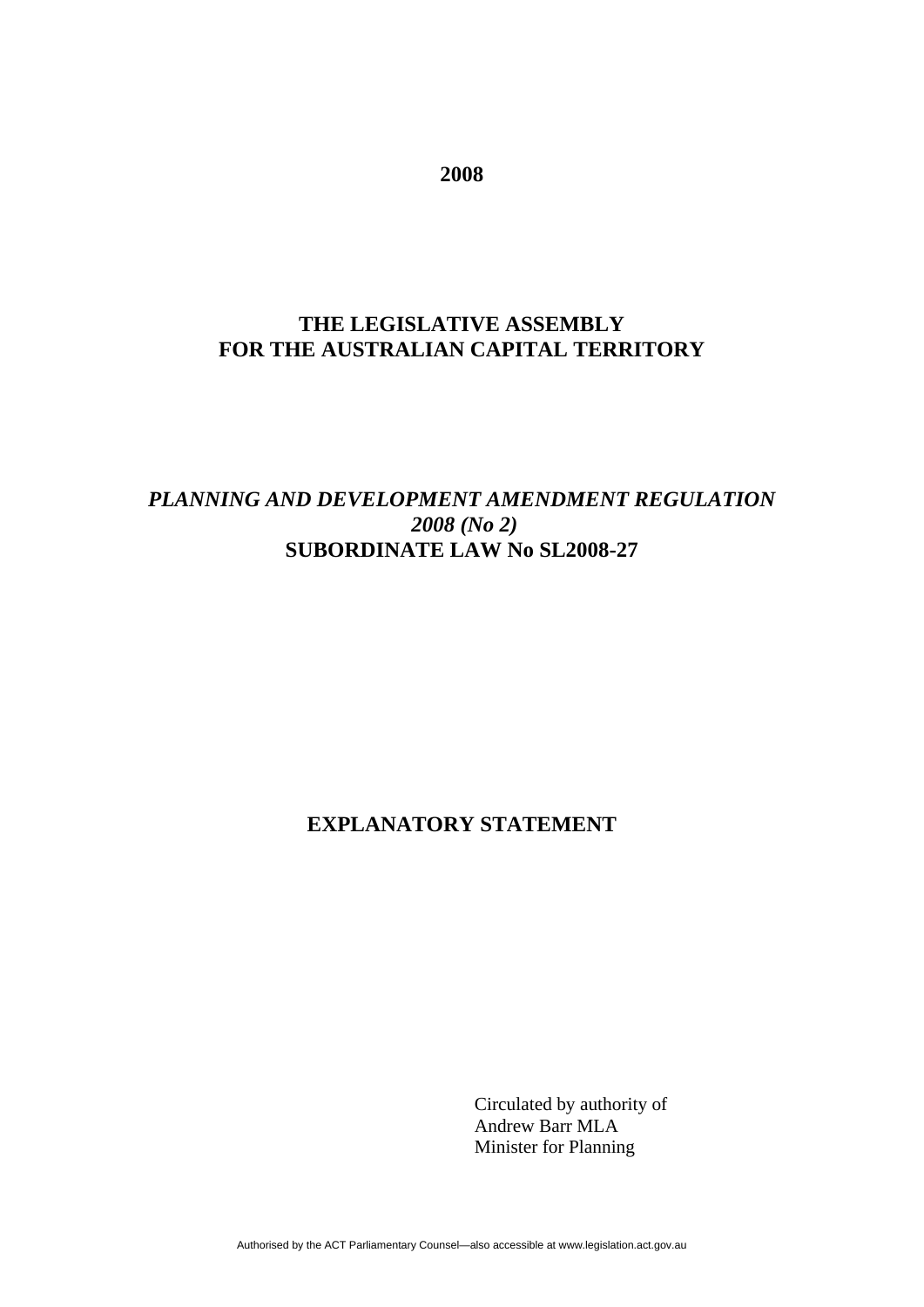**2008**

**THE LEGISLATIVE ASSEMBLY**
**FOR THE AUSTRALIAN CAPITAL TERRITORY**

***PLANNING AND DEVELOPMENT AMENDMENT REGULATION 2008 (No 2)***
**SUBORDINATE LAW No SL2008-27**

# EXPLANATORY STATEMENT

Circulated by authority of
Andrew Barr MLA
Minister for Planning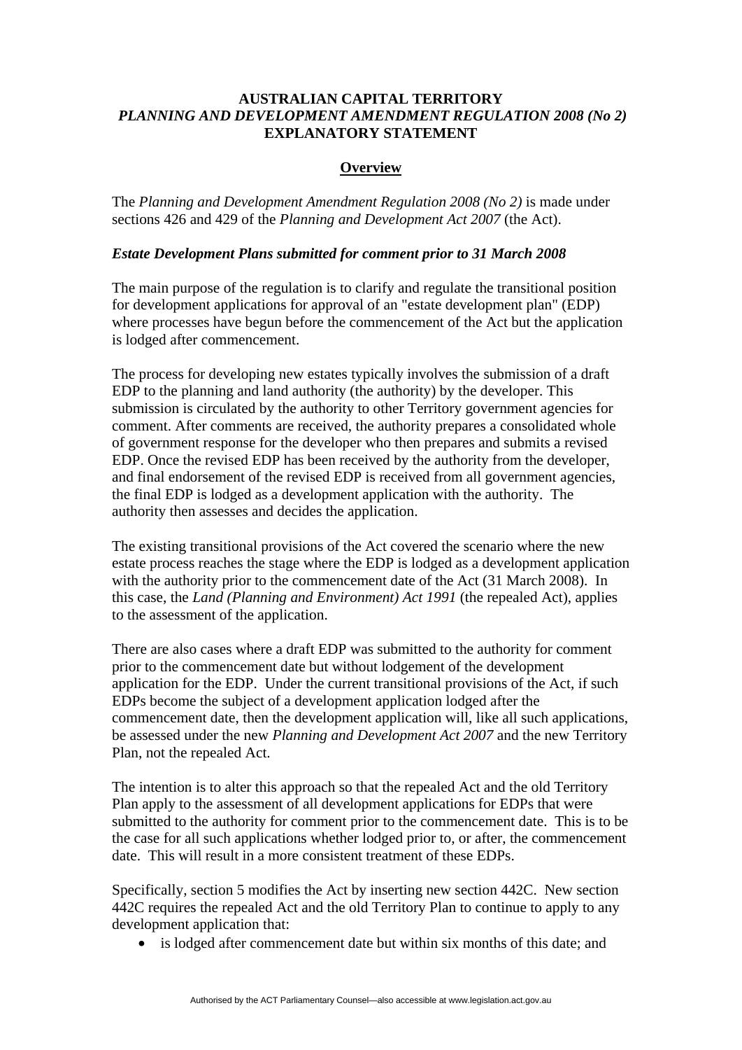**AUSTRALIAN CAPITAL TERRITORY**
***PLANNING AND DEVELOPMENT AMENDMENT REGULATION 2008 (No 2)***
**EXPLANATORY STATEMENT**

## Overview

The *Planning and Development Amendment Regulation 2008 (No 2)* is made under sections 426 and 429 of the *Planning and Development Act 2007* (the Act).

### *Estate Development Plans submitted for comment prior to 31 March 2008*

The main purpose of the regulation is to clarify and regulate the transitional position for development applications for approval of an "estate development plan" (EDP) where processes have begun before the commencement of the Act but the application is lodged after commencement.

The process for developing new estates typically involves the submission of a draft EDP to the planning and land authority (the authority) by the developer. This submission is circulated by the authority to other Territory government agencies for comment. After comments are received, the authority prepares a consolidated whole of government response for the developer who then prepares and submits a revised EDP. Once the revised EDP has been received by the authority from the developer, and final endorsement of the revised EDP is received from all government agencies, the final EDP is lodged as a development application with the authority. The authority then assesses and decides the application.

The existing transitional provisions of the Act covered the scenario where the new estate process reaches the stage where the EDP is lodged as a development application with the authority prior to the commencement date of the Act (31 March 2008). In this case, the *Land (Planning and Environment) Act 1991* (the repealed Act), applies to the assessment of the application.

There are also cases where a draft EDP was submitted to the authority for comment prior to the commencement date but without lodgement of the development application for the EDP. Under the current transitional provisions of the Act, if such EDPs become the subject of a development application lodged after the commencement date, then the development application will, like all such applications, be assessed under the new *Planning and Development Act 2007* and the new Territory Plan, not the repealed Act.

The intention is to alter this approach so that the repealed Act and the old Territory Plan apply to the assessment of all development applications for EDPs that were submitted to the authority for comment prior to the commencement date. This is to be the case for all such applications whether lodged prior to, or after, the commencement date. This will result in a more consistent treatment of these EDPs.

Specifically, section 5 modifies the Act by inserting new section 442C. New section 442C requires the repealed Act and the old Territory Plan to continue to apply to any development application that:

- is lodged after commencement date but within six months of this date; and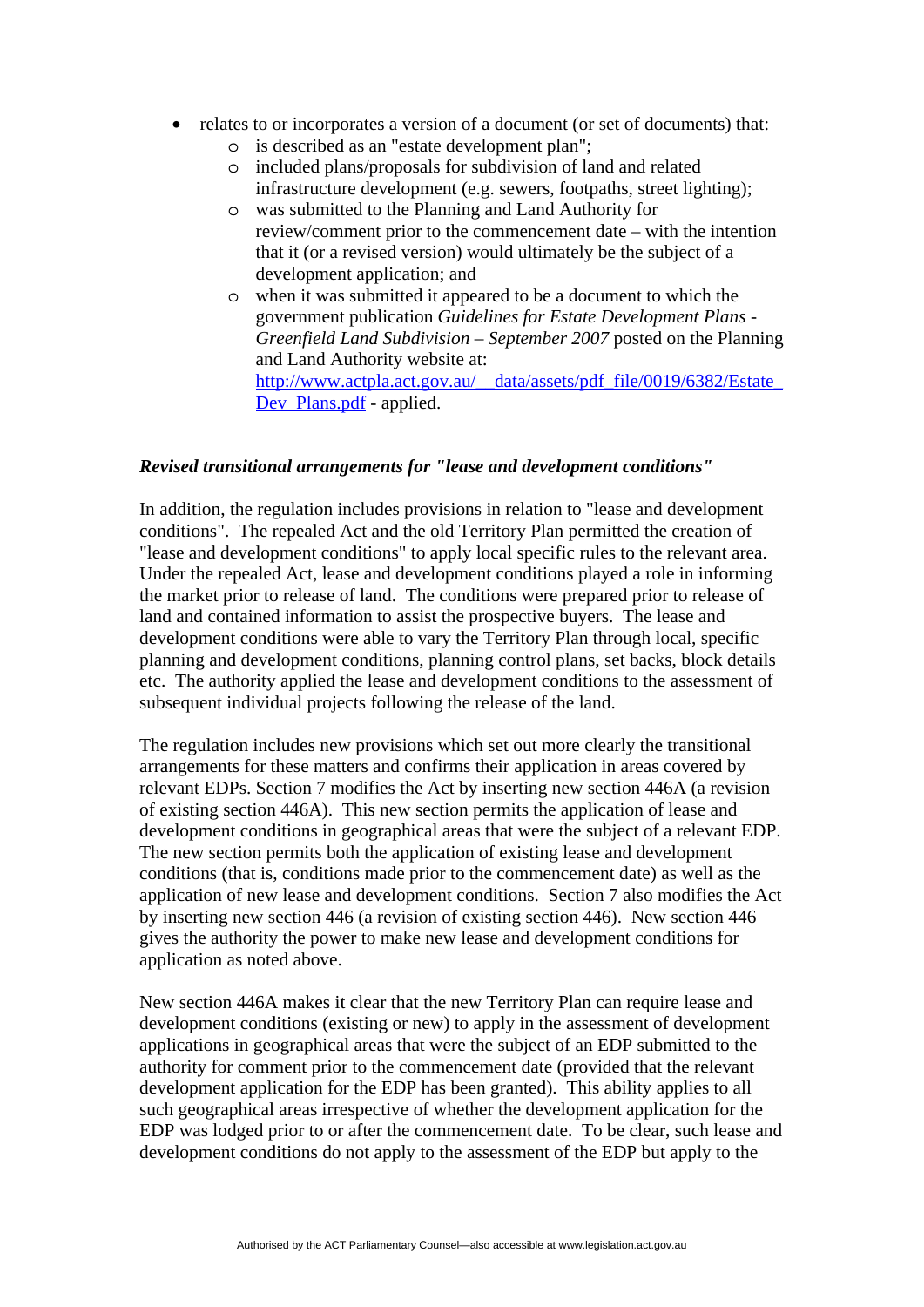- relates to or incorporates a version of a document (or set of documents) that:
  - is described as an "estate development plan";
  - included plans/proposals for subdivision of land and related infrastructure development (e.g. sewers, footpaths, street lighting);
  - was submitted to the Planning and Land Authority for review/comment prior to the commencement date – with the intention that it (or a revised version) would ultimately be the subject of a development application; and
  - when it was submitted it appeared to be a document to which the government publication *Guidelines for Estate Development Plans - Greenfield Land Subdivision – September 2007* posted on the Planning and Land Authority website at: [http://www.actpla.act.gov.au/__data/assets/pdf_file/0019/6382/Estate_Dev_Plans.pdf](http://www.actpla.act.gov.au/__data/assets/pdf_file/0019/6382/Estate_Dev_Plans.pdf) - applied.

***Revised transitional arrangements for "lease and development conditions"***

In addition, the regulation includes provisions in relation to "lease and development conditions". The repealed Act and the old Territory Plan permitted the creation of "lease and development conditions" to apply local specific rules to the relevant area. Under the repealed Act, lease and development conditions played a role in informing the market prior to release of land. The conditions were prepared prior to release of land and contained information to assist the prospective buyers. The lease and development conditions were able to vary the Territory Plan through local, specific planning and development conditions, planning control plans, set backs, block details etc. The authority applied the lease and development conditions to the assessment of subsequent individual projects following the release of the land.

The regulation includes new provisions which set out more clearly the transitional arrangements for these matters and confirms their application in areas covered by relevant EDPs. Section 7 modifies the Act by inserting new section 446A (a revision of existing section 446A). This new section permits the application of lease and development conditions in geographical areas that were the subject of a relevant EDP. The new section permits both the application of existing lease and development conditions (that is, conditions made prior to the commencement date) as well as the application of new lease and development conditions. Section 7 also modifies the Act by inserting new section 446 (a revision of existing section 446). New section 446 gives the authority the power to make new lease and development conditions for application as noted above.

New section 446A makes it clear that the new Territory Plan can require lease and development conditions (existing or new) to apply in the assessment of development applications in geographical areas that were the subject of an EDP submitted to the authority for comment prior to the commencement date (provided that the relevant development application for the EDP has been granted). This ability applies to all such geographical areas irrespective of whether the development application for the EDP was lodged prior to or after the commencement date. To be clear, such lease and development conditions do not apply to the assessment of the EDP but apply to the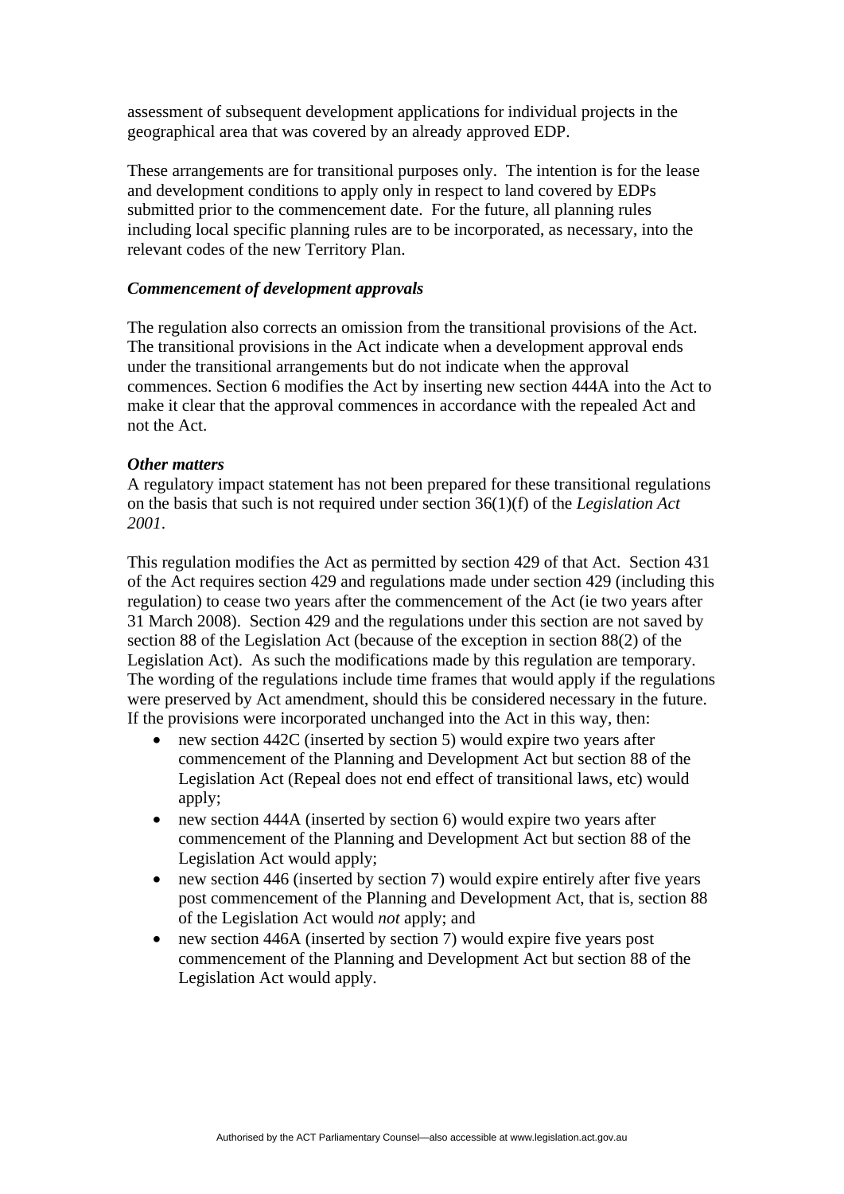assessment of subsequent development applications for individual projects in the geographical area that was covered by an already approved EDP.

These arrangements are for transitional purposes only. The intention is for the lease and development conditions to apply only in respect to land covered by EDPs submitted prior to the commencement date. For the future, all planning rules including local specific planning rules are to be incorporated, as necessary, into the relevant codes of the new Territory Plan.

### *Commencement of development approvals*

The regulation also corrects an omission from the transitional provisions of the Act. The transitional provisions in the Act indicate when a development approval ends under the transitional arrangements but do not indicate when the approval commences. Section 6 modifies the Act by inserting new section 444A into the Act to make it clear that the approval commences in accordance with the repealed Act and not the Act.

### *Other matters*

A regulatory impact statement has not been prepared for these transitional regulations on the basis that such is not required under section 36(1)(f) of the *Legislation Act 2001*.

This regulation modifies the Act as permitted by section 429 of that Act. Section 431 of the Act requires section 429 and regulations made under section 429 (including this regulation) to cease two years after the commencement of the Act (ie two years after 31 March 2008). Section 429 and the regulations under this section are not saved by section 88 of the Legislation Act (because of the exception in section 88(2) of the Legislation Act). As such the modifications made by this regulation are temporary. The wording of the regulations include time frames that would apply if the regulations were preserved by Act amendment, should this be considered necessary in the future. If the provisions were incorporated unchanged into the Act in this way, then:

- new section 442C (inserted by section 5) would expire two years after commencement of the Planning and Development Act but section 88 of the Legislation Act (Repeal does not end effect of transitional laws, etc) would apply;
- new section 444A (inserted by section 6) would expire two years after commencement of the Planning and Development Act but section 88 of the Legislation Act would apply;
- new section 446 (inserted by section 7) would expire entirely after five years post commencement of the Planning and Development Act, that is, section 88 of the Legislation Act would *not* apply; and
- new section 446A (inserted by section 7) would expire five years post commencement of the Planning and Development Act but section 88 of the Legislation Act would apply.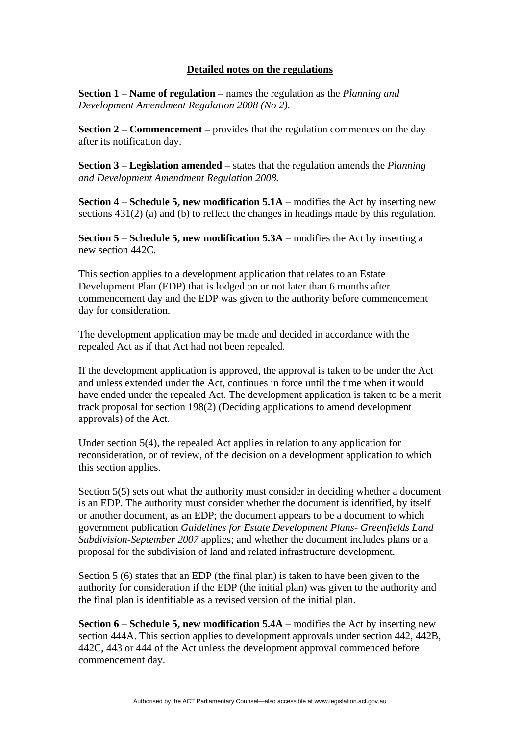## Detailed notes on the regulations

**Section 1** – **Name of regulation** – names the regulation as the *Planning and Development Amendment Regulation 2008 (No 2)*.

**Section 2** – **Commencement** – provides that the regulation commences on the day after its notification day.

**Section 3** – **Legislation amended** – states that the regulation amends the *Planning and Development Amendment Regulation 2008.*

**Section 4** – **Schedule 5, new modification 5.1A** – modifies the Act by inserting new sections 431(2) (a) and (b) to reflect the changes in headings made by this regulation.

**Section 5** – **Schedule 5, new modification 5.3A** – modifies the Act by inserting a new section 442C.

This section applies to a development application that relates to an Estate Development Plan (EDP) that is lodged on or not later than 6 months after commencement day and the EDP was given to the authority before commencement day for consideration.

The development application may be made and decided in accordance with the repealed Act as if that Act had not been repealed.

If the development application is approved, the approval is taken to be under the Act and unless extended under the Act, continues in force until the time when it would have ended under the repealed Act. The development application is taken to be a merit track proposal for section 198(2) (Deciding applications to amend development approvals) of the Act.

Under section 5(4), the repealed Act applies in relation to any application for reconsideration, or of review, of the decision on a development application to which this section applies.

Section 5(5) sets out what the authority must consider in deciding whether a document is an EDP. The authority must consider whether the document is identified, by itself or another document, as an EDP; the document appears to be a document to which government publication *Guidelines for Estate Development Plans- Greenfields Land Subdivision-September 2007* applies; and whether the document includes plans or a proposal for the subdivision of land and related infrastructure development.

Section 5 (6) states that an EDP (the final plan) is taken to have been given to the authority for consideration if the EDP (the initial plan) was given to the authority and the final plan is identifiable as a revised version of the initial plan.

**Section 6** – **Schedule 5, new modification 5.4A** – modifies the Act by inserting new section 444A. This section applies to development approvals under section 442, 442B, 442C, 443 or 444 of the Act unless the development approval commenced before commencement day.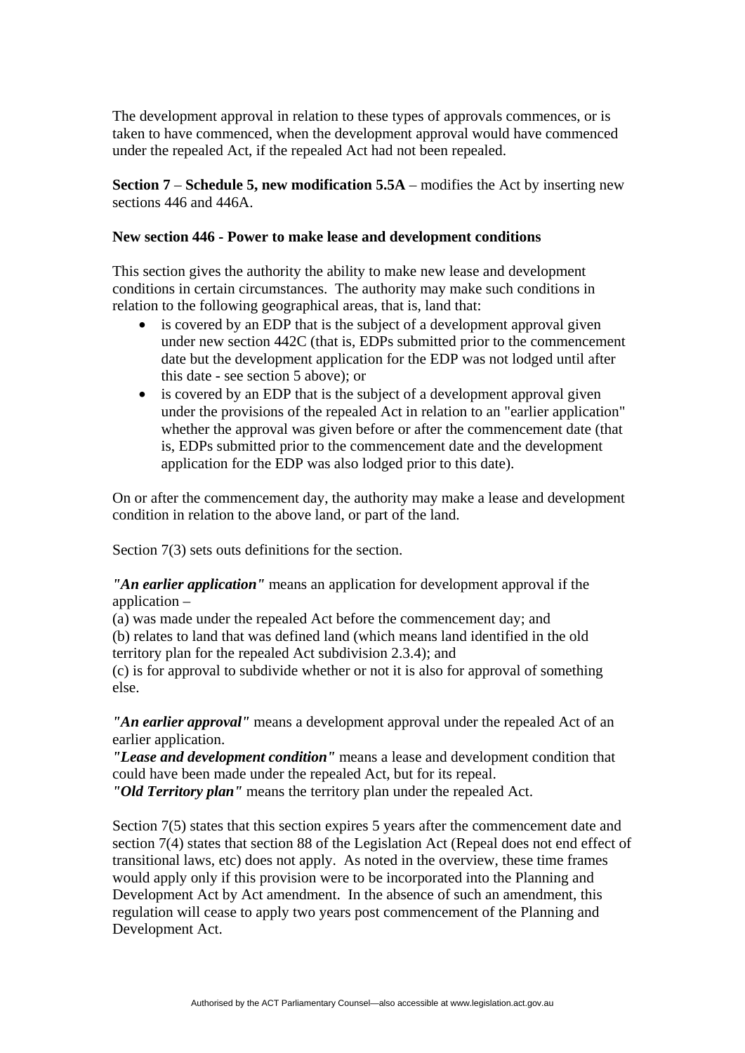The development approval in relation to these types of approvals commences, or is taken to have commenced, when the development approval would have commenced under the repealed Act, if the repealed Act had not been repealed.

**Section 7** – **Schedule 5, new modification 5.5A** – modifies the Act by inserting new sections 446 and 446A.

**New section 446 - Power to make lease and development conditions**

This section gives the authority the ability to make new lease and development conditions in certain circumstances. The authority may make such conditions in relation to the following geographical areas, that is, land that:

- is covered by an EDP that is the subject of a development approval given under new section 442C (that is, EDPs submitted prior to the commencement date but the development application for the EDP was not lodged until after this date - see section 5 above); or
- is covered by an EDP that is the subject of a development approval given under the provisions of the repealed Act in relation to an "earlier application" whether the approval was given before or after the commencement date (that is, EDPs submitted prior to the commencement date and the development application for the EDP was also lodged prior to this date).

On or after the commencement day, the authority may make a lease and development condition in relation to the above land, or part of the land.

Section 7(3) sets outs definitions for the section.

***"An earlier application"*** means an application for development approval if the application –
(a) was made under the repealed Act before the commencement day; and
(b) relates to land that was defined land (which means land identified in the old territory plan for the repealed Act subdivision 2.3.4); and
(c) is for approval to subdivide whether or not it is also for approval of something else.

***"An earlier approval"*** means a development approval under the repealed Act of an earlier application.
***"Lease and development condition"*** means a lease and development condition that could have been made under the repealed Act, but for its repeal.
***"Old Territory plan"*** means the territory plan under the repealed Act.

Section 7(5) states that this section expires 5 years after the commencement date and section 7(4) states that section 88 of the Legislation Act (Repeal does not end effect of transitional laws, etc) does not apply. As noted in the overview, these time frames would apply only if this provision were to be incorporated into the Planning and Development Act by Act amendment. In the absence of such an amendment, this regulation will cease to apply two years post commencement of the Planning and Development Act.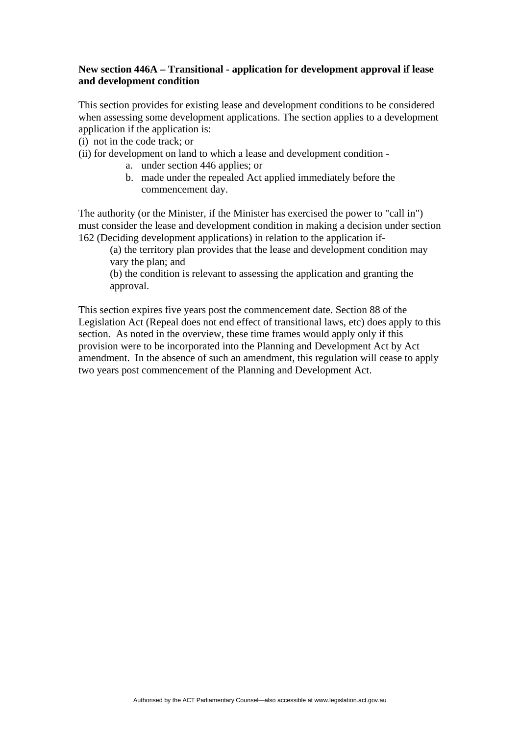**New section 446A – Transitional - application for development approval if lease and development condition**

This section provides for existing lease and development conditions to be considered when assessing some development applications. The section applies to a development application if the application is:

(i) not in the code track; or

(ii) for development on land to which a lease and development condition -

a. under section 446 applies; or
b. made under the repealed Act applied immediately before the commencement day.

The authority (or the Minister, if the Minister has exercised the power to "call in") must consider the lease and development condition in making a decision under section 162 (Deciding development applications) in relation to the application if-

(a) the territory plan provides that the lease and development condition may vary the plan; and

(b) the condition is relevant to assessing the application and granting the approval.

This section expires five years post the commencement date. Section 88 of the Legislation Act (Repeal does not end effect of transitional laws, etc) does apply to this section. As noted in the overview, these time frames would apply only if this provision were to be incorporated into the Planning and Development Act by Act amendment. In the absence of such an amendment, this regulation will cease to apply two years post commencement of the Planning and Development Act.